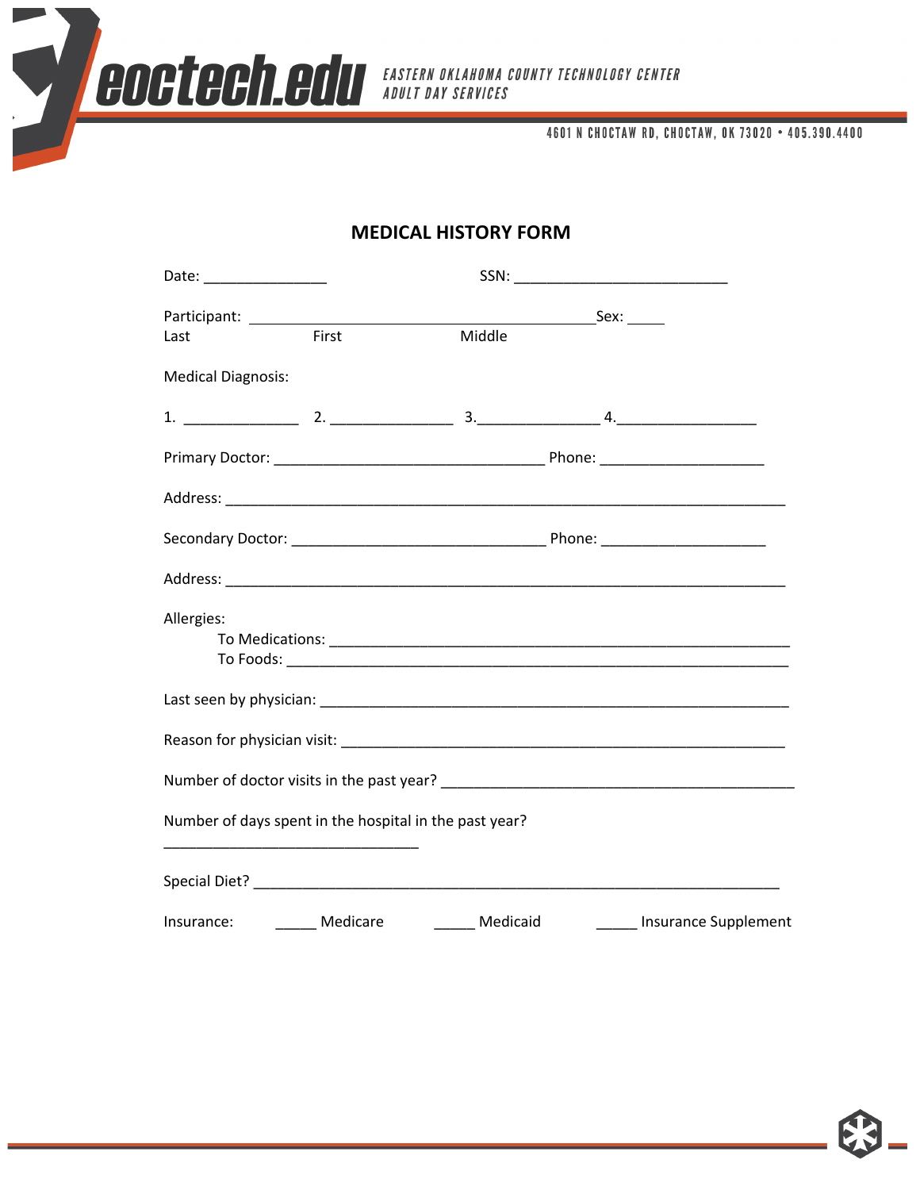eoctech.edu

EASTERN OKLAHOMA COUNTY TECHNOLOGY CENTER
ADULT DAY SERVICES

4601 N CHOCTAW RD, CHOCTAW, OK 73020 • 405.390.4400

## MEDICAL HISTORY FORM

Date: _______________ SSN: __________________________

Participant: __________________________________________ Sex: _____
Last First Middle

Medical Diagnosis:

1. ______________ 2. _______________ 3._______________ 4._________________

Primary Doctor: _________________________________ Phone: ____________________

Address: ______________________________________________________________________

Secondary Doctor: _______________________________ Phone: ____________________

Address: ______________________________________________________________________

Allergies:
To Medications: _________________________________________________________
To Foods: _______________________________________________________________

Last seen by physician: _________________________________________________________

Reason for physician visit: ______________________________________________________

Number of doctor visits in the past year? ___________________________________________

Number of days spent in the hospital in the past year?
_______________________________

Special Diet? __________________________________________________________________

Insurance: _____ Medicare _____ Medicaid _____ Insurance Supplement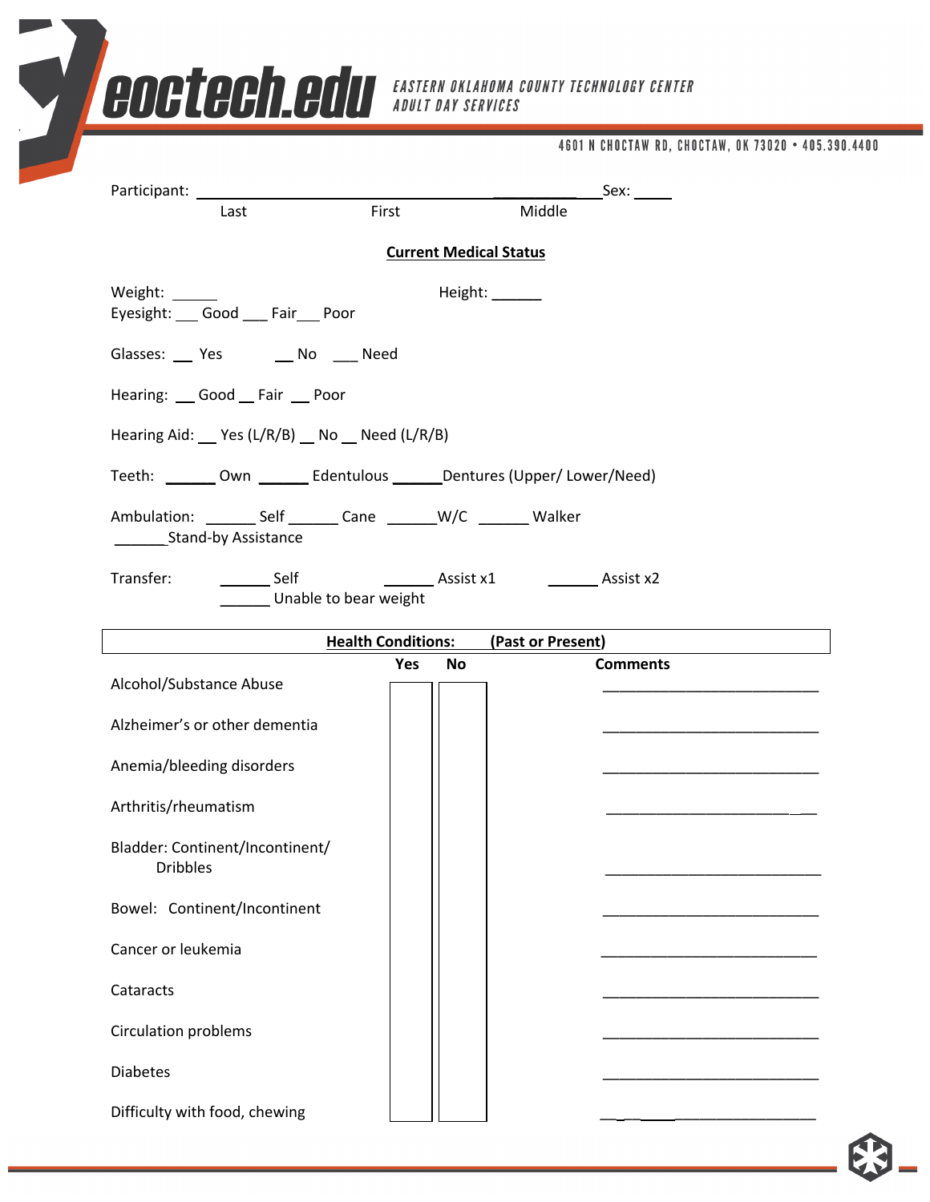**eoctech.edu** EASTERN OKLAHOMA COUNTY TECHNOLOGY CENTER
ADULT DAY SERVICES

4601 N CHOCTAW RD, CHOCTAW, OK 73020 • 405.390.4400

Participant: ______________________________________________ Sex: _____
Last First Middle

## Current Medical Status

Weight: ______ Height: ______

Eyesight: ___ Good ___ Fair ___ Poor

Glasses: __ Yes __ No ___ Need

Hearing: __ Good __ Fair __ Poor

Hearing Aid: __ Yes (L/R/B) __ No __ Need (L/R/B)

Teeth: ______ Own ______ Edentulous ______ Dentures (Upper/ Lower/Need)

Ambulation: ______ Self ______ Cane ______ W/C ______ Walker ______ Stand-by Assistance

Transfer: ______ Self ______ Assist x1 ______ Assist x2 ______ Unable to bear weight

| Health Conditions: (Past or Present) | Yes | No | Comments |
|---|---|---|---|
| Alcohol/Substance Abuse | | | ____________________ |
| Alzheimer's or other dementia | | | ____________________ |
| Anemia/bleeding disorders | | | ____________________ |
| Arthritis/rheumatism | | | ____________________ |
| Bladder: Continent/Incontinent/ Dribbles | | | ____________________ |
| Bowel: Continent/Incontinent | | | ____________________ |
| Cancer or leukemia | | | ____________________ |
| Cataracts | | | ____________________ |
| Circulation problems | | | ____________________ |
| Diabetes | | | ____________________ |
| Difficulty with food, chewing | | | ____________________ |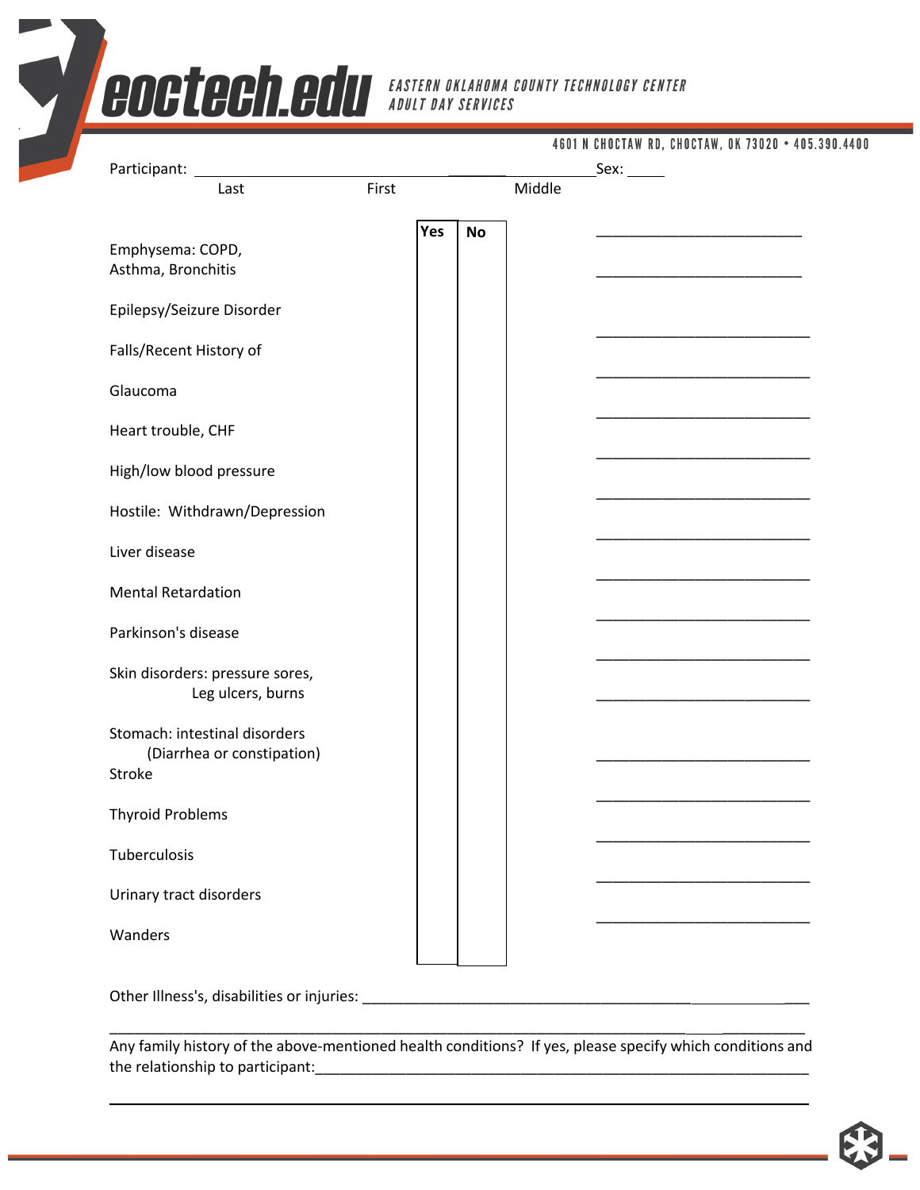eoctech.edu EASTERN OKLAHOMA COUNTY TECHNOLOGY CENTER ADULT DAY SERVICES

4601 N CHOCTAW RD, CHOCTAW, OK 73020 • 405.390.4400

Participant: ______________________________ ________ ______________ Sex: _____

Last First Middle

| | Yes | No | |
|---|---|---|---|
| Emphysema: COPD, Asthma, Bronchitis | | | ________________________ |
| Epilepsy/Seizure Disorder | | | ________________________ |
| Falls/Recent History of | | | ________________________ |
| Glaucoma | | | ________________________ |
| Heart trouble, CHF | | | ________________________ |
| High/low blood pressure | | | ________________________ |
| Hostile: Withdrawn/Depression | | | ________________________ |
| Liver disease | | | ________________________ |
| Mental Retardation | | | ________________________ |
| Parkinson's disease | | | ________________________ |
| Skin disorders: pressure sores, Leg ulcers, burns | | | ________________________ |
| Stomach: intestinal disorders (Diarrhea or constipation) | | | ________________________ |
| Stroke | | | ________________________ |
| Thyroid Problems | | | ________________________ |
| Tuberculosis | | | ________________________ |
| Urinary tract disorders | | | ________________________ |
| Wanders | | | ________________________ |

Other Illness's, disabilities or injuries: ____________________________________________________

______________________________________________________________________________

Any family history of the above-mentioned health conditions? If yes, please specify which conditions and the relationship to participant:_______________________________________________________

______________________________________________________________________________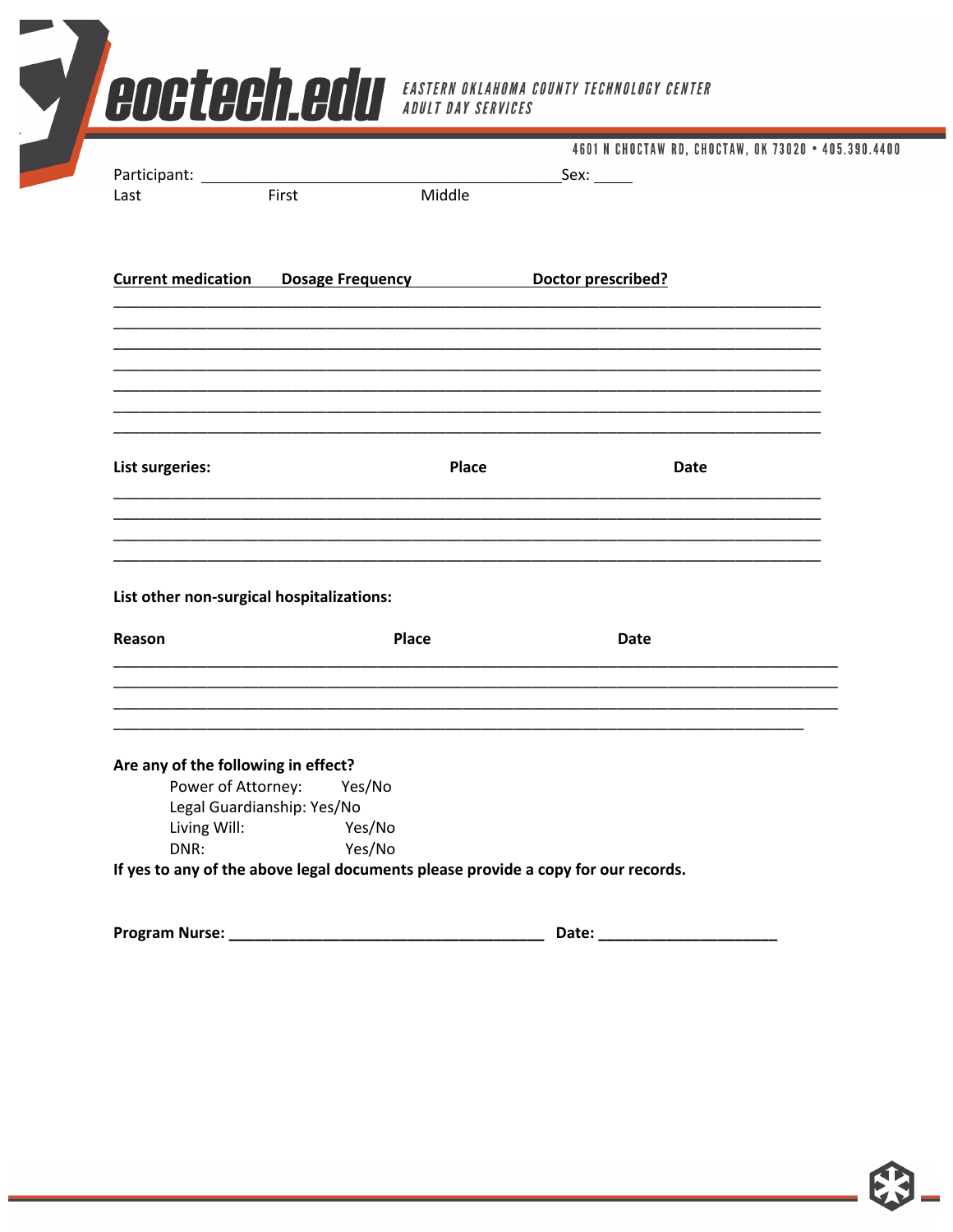eoctech.edu EASTERN OKLAHOMA COUNTY TECHNOLOGY CENTER
ADULT DAY SERVICES

4601 N CHOCTAW RD, CHOCTAW, OK 73020 • 405.390.4400

Participant: ______________________________________ Sex: _____
Last First Middle

**Current medication** **Dosage Frequency** **Doctor prescribed?**

_______________________________________________________________________________
_______________________________________________________________________________
_______________________________________________________________________________
_______________________________________________________________________________
_______________________________________________________________________________
_______________________________________________________________________________
_______________________________________________________________________________

**List surgeries:** **Place** **Date**

_______________________________________________________________________________
_______________________________________________________________________________
_______________________________________________________________________________
_______________________________________________________________________________

**List other non-surgical hospitalizations:**

**Reason** **Place** **Date**

_______________________________________________________________________________
_______________________________________________________________________________
_______________________________________________________________________________
_______________________________________________________________________________

**Are any of the following in effect?**

- Power of Attorney: Yes/No
- Legal Guardianship: Yes/No
- Living Will: Yes/No
- DNR: Yes/No

**If yes to any of the above legal documents please provide a copy for our records.**

**Program Nurse: ___________________________________ Date: ____________________**